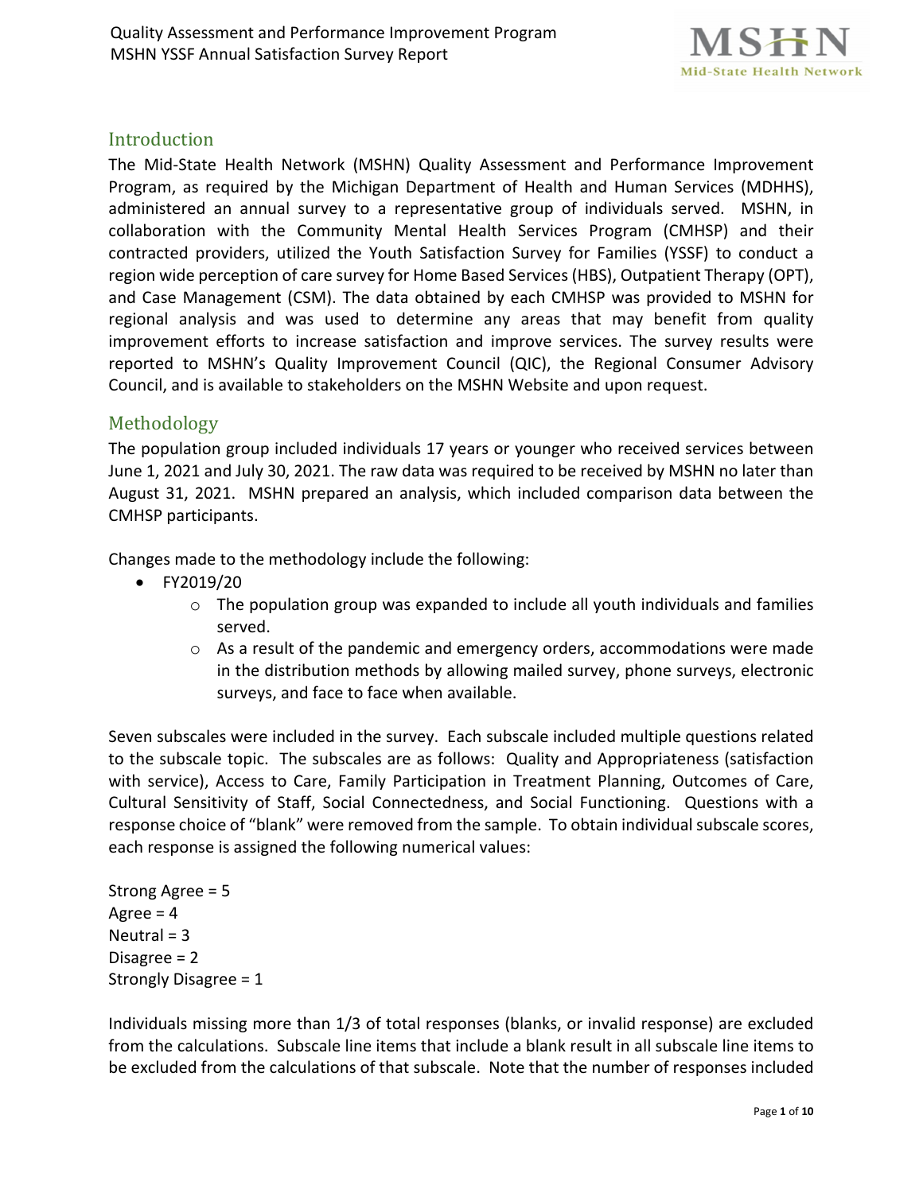## Introduction

The Mid-State Health Network (MSHN) Quality Assessment and Performance Improvement Program, as required by the Michigan Department of Health and Human Services (MDHHS), administered an annual survey to a representative group of individuals served. MSHN, in collaboration with the Community Mental Health Services Program (CMHSP) and their contracted providers, utilized the Youth Satisfaction Survey for Families (YSSF) to conduct a region wide perception of care survey for Home Based Services (HBS), Outpatient Therapy (OPT), and Case Management (CSM). The data obtained by each CMHSP was provided to MSHN for regional analysis and was used to determine any areas that may benefit from quality improvement efforts to increase satisfaction and improve services. The survey results were reported to MSHN's Quality Improvement Council (QIC), the Regional Consumer Advisory Council, and is available to stakeholders on the MSHN Website and upon request.

## Methodology

The population group included individuals 17 years or younger who received services between June 1, 2021 and July 30, 2021. The raw data was required to be received by MSHN no later than August 31, 2021. MSHN prepared an analysis, which included comparison data between the CMHSP participants.

Changes made to the methodology include the following:

- FY2019/20
  - The population group was expanded to include all youth individuals and families served.
  - As a result of the pandemic and emergency orders, accommodations were made in the distribution methods by allowing mailed survey, phone surveys, electronic surveys, and face to face when available.

Seven subscales were included in the survey. Each subscale included multiple questions related to the subscale topic. The subscales are as follows: Quality and Appropriateness (satisfaction with service), Access to Care, Family Participation in Treatment Planning, Outcomes of Care, Cultural Sensitivity of Staff, Social Connectedness, and Social Functioning. Questions with a response choice of "blank" were removed from the sample. To obtain individual subscale scores, each response is assigned the following numerical values:

Strong Agree = 5
Agree = 4
Neutral = 3
Disagree = 2
Strongly Disagree = 1

Individuals missing more than 1/3 of total responses (blanks, or invalid response) are excluded from the calculations. Subscale line items that include a blank result in all subscale line items to be excluded from the calculations of that subscale. Note that the number of responses included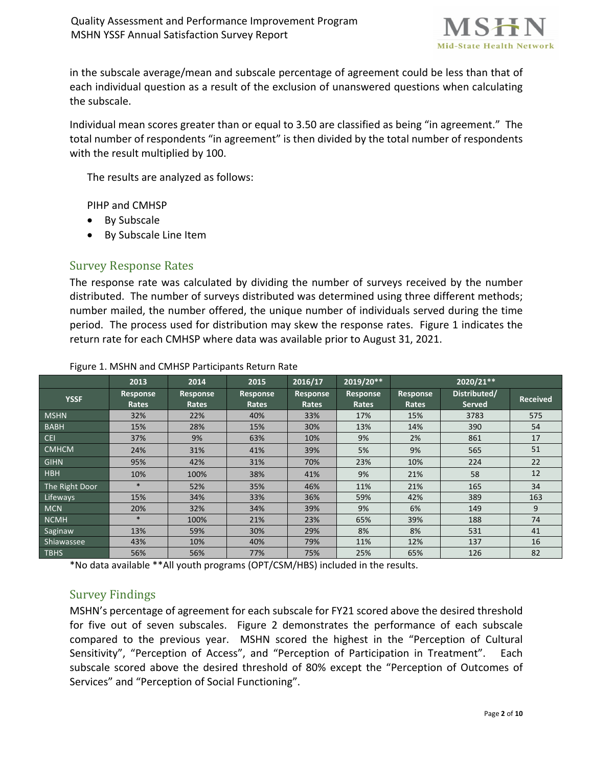in the subscale average/mean and subscale percentage of agreement could be less than that of each individual question as a result of the exclusion of unanswered questions when calculating the subscale.

Individual mean scores greater than or equal to 3.50 are classified as being "in agreement." The total number of respondents "in agreement" is then divided by the total number of respondents with the result multiplied by 100.

The results are analyzed as follows:

PIHP and CMHSP

- By Subscale
- By Subscale Line Item

## Survey Response Rates

The response rate was calculated by dividing the number of surveys received by the number distributed. The number of surveys distributed was determined using three different methods; number mailed, the number offered, the unique number of individuals served during the time period. The process used for distribution may skew the response rates. Figure 1 indicates the return rate for each CMHSP where data was available prior to August 31, 2021.

Figure 1. MSHN and CMHSP Participants Return Rate

| | 2013 | 2014 | 2015 | 2016/17 | 2019/20** | 2020/21** | | |
|---|---|---|---|---|---|---|---|---|
| YSSF | Response Rates | Response Rates | Response Rates | Response Rates | Response Rates | Response Rates | Distributed/ Served | Received |
| MSHN | 32% | 22% | 40% | 33% | 17% | 15% | 3783 | 575 |
| BABH | 15% | 28% | 15% | 30% | 13% | 14% | 390 | 54 |
| CEI | 37% | 9% | 63% | 10% | 9% | 2% | 861 | 17 |
| CMHCM | 24% | 31% | 41% | 39% | 5% | 9% | 565 | 51 |
| GIHN | 95% | 42% | 31% | 70% | 23% | 10% | 224 | 22 |
| HBH | 10% | 100% | 38% | 41% | 9% | 21% | 58 | 12 |
| The Right Door | * | 52% | 35% | 46% | 11% | 21% | 165 | 34 |
| Lifeways | 15% | 34% | 33% | 36% | 59% | 42% | 389 | 163 |
| MCN | 20% | 32% | 34% | 39% | 9% | 6% | 149 | 9 |
| NCMH | * | 100% | 21% | 23% | 65% | 39% | 188 | 74 |
| Saginaw | 13% | 59% | 30% | 29% | 8% | 8% | 531 | 41 |
| Shiawassee | 43% | 10% | 40% | 79% | 11% | 12% | 137 | 16 |
| TBHS | 56% | 56% | 77% | 75% | 25% | 65% | 126 | 82 |

*No data available **All youth programs (OPT/CSM/HBS) included in the results.

## Survey Findings

MSHN's percentage of agreement for each subscale for FY21 scored above the desired threshold for five out of seven subscales. Figure 2 demonstrates the performance of each subscale compared to the previous year. MSHN scored the highest in the "Perception of Cultural Sensitivity", "Perception of Access", and "Perception of Participation in Treatment". Each subscale scored above the desired threshold of 80% except the "Perception of Outcomes of Services" and "Perception of Social Functioning".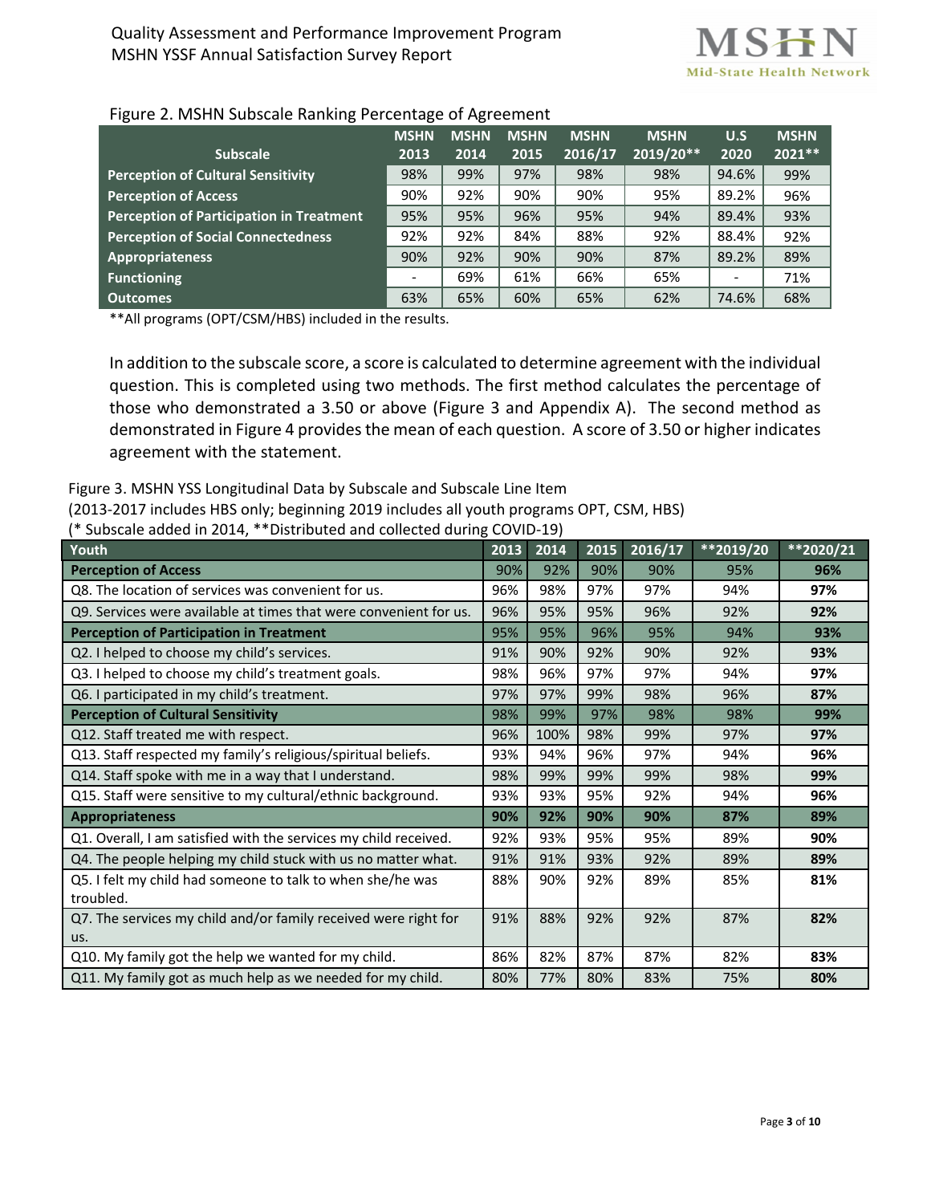Figure 2. MSHN Subscale Ranking Percentage of Agreement

| Subscale | MSHN 2013 | MSHN 2014 | MSHN 2015 | MSHN 2016/17 | MSHN 2019/20** | U.S 2020 | MSHN 2021** |
|---|---|---|---|---|---|---|---|
| Perception of Cultural Sensitivity | 98% | 99% | 97% | 98% | 98% | 94.6% | 99% |
| Perception of Access | 90% | 92% | 90% | 90% | 95% | 89.2% | 96% |
| Perception of Participation in Treatment | 95% | 95% | 96% | 95% | 94% | 89.4% | 93% |
| Perception of Social Connectedness | 92% | 92% | 84% | 88% | 92% | 88.4% | 92% |
| Appropriateness | 90% | 92% | 90% | 90% | 87% | 89.2% | 89% |
| Functioning | - | 69% | 61% | 66% | 65% | - | 71% |
| Outcomes | 63% | 65% | 60% | 65% | 62% | 74.6% | 68% |

**All programs (OPT/CSM/HBS) included in the results.

In addition to the subscale score, a score is calculated to determine agreement with the individual question. This is completed using two methods. The first method calculates the percentage of those who demonstrated a 3.50 or above (Figure 3 and Appendix A). The second method as demonstrated in Figure 4 provides the mean of each question. A score of 3.50 or higher indicates agreement with the statement.

Figure 3. MSHN YSS Longitudinal Data by Subscale and Subscale Line Item
(2013-2017 includes HBS only; beginning 2019 includes all youth programs OPT, CSM, HBS)
(* Subscale added in 2014, **Distributed and collected during COVID-19)

| Youth | 2013 | 2014 | 2015 | 2016/17 | **2019/20 | **2020/21 |
|---|---|---|---|---|---|---|
| **Perception of Access** | 90% | 92% | 90% | 90% | 95% | **96%** |
| Q8. The location of services was convenient for us. | 96% | 98% | 97% | 97% | 94% | **97%** |
| Q9. Services were available at times that were convenient for us. | 96% | 95% | 95% | 96% | 92% | **92%** |
| **Perception of Participation in Treatment** | 95% | 95% | 96% | 95% | 94% | **93%** |
| Q2. I helped to choose my child's services. | 91% | 90% | 92% | 90% | 92% | **93%** |
| Q3. I helped to choose my child's treatment goals. | 98% | 96% | 97% | 97% | 94% | **97%** |
| Q6. I participated in my child's treatment. | 97% | 97% | 99% | 98% | 96% | **87%** |
| **Perception of Cultural Sensitivity** | 98% | 99% | 97% | 98% | 98% | **99%** |
| Q12. Staff treated me with respect. | 96% | 100% | 98% | 99% | 97% | **97%** |
| Q13. Staff respected my family's religious/spiritual beliefs. | 93% | 94% | 96% | 97% | 94% | **96%** |
| Q14. Staff spoke with me in a way that I understand. | 98% | 99% | 99% | 99% | 98% | **99%** |
| Q15. Staff were sensitive to my cultural/ethnic background. | 93% | 93% | 95% | 92% | 94% | **96%** |
| **Appropriateness** | **90%** | **92%** | **90%** | **90%** | **87%** | **89%** |
| Q1. Overall, I am satisfied with the services my child received. | 92% | 93% | 95% | 95% | 89% | **90%** |
| Q4. The people helping my child stuck with us no matter what. | 91% | 91% | 93% | 92% | 89% | **89%** |
| Q5. I felt my child had someone to talk to when she/he was troubled. | 88% | 90% | 92% | 89% | 85% | **81%** |
| Q7. The services my child and/or family received were right for us. | 91% | 88% | 92% | 92% | 87% | **82%** |
| Q10. My family got the help we wanted for my child. | 86% | 82% | 87% | 87% | 82% | **83%** |
| Q11. My family got as much help as we needed for my child. | 80% | 77% | 80% | 83% | 75% | **80%** |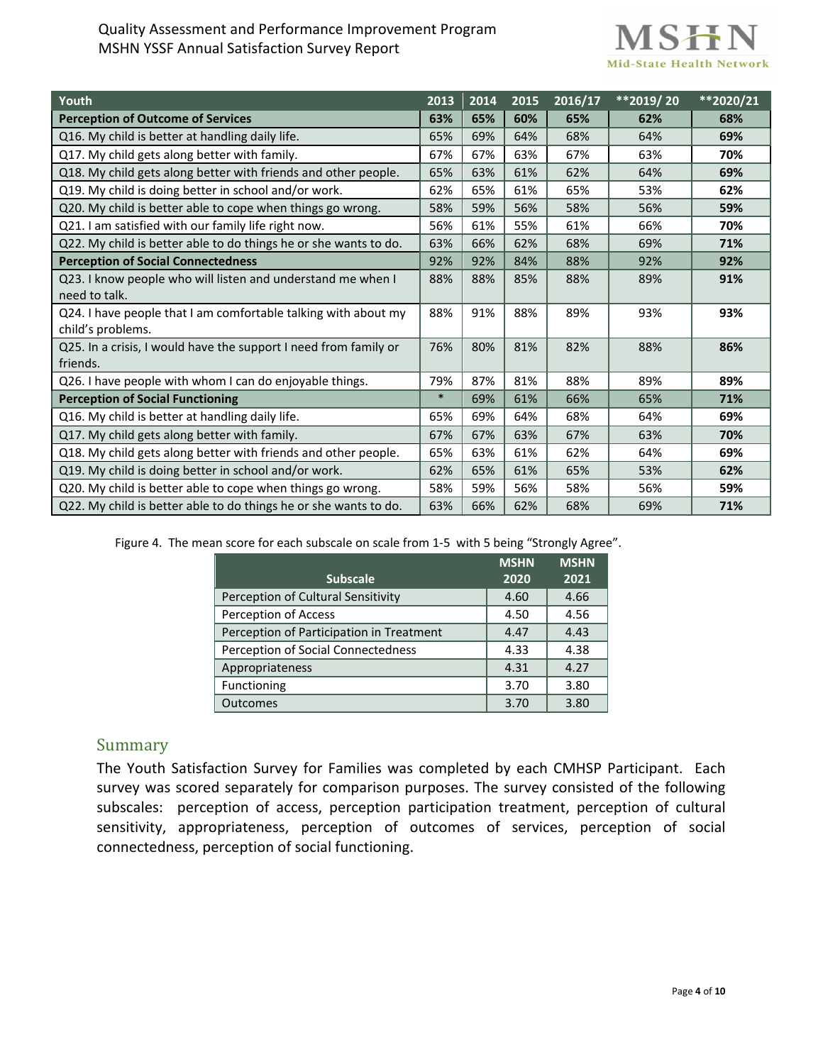| Youth | 2013 | 2014 | 2015 | 2016/17 | **2019/ 20 | **2020/21 |
|---|---|---|---|---|---|---|
| **Perception of Outcome of Services** | **63%** | **65%** | **60%** | **65%** | **62%** | **68%** |
| Q16. My child is better at handling daily life. | 65% | 69% | 64% | 68% | 64% | **69%** |
| Q17. My child gets along better with family. | 67% | 67% | 63% | 67% | 63% | **70%** |
| Q18. My child gets along better with friends and other people. | 65% | 63% | 61% | 62% | 64% | **69%** |
| Q19. My child is doing better in school and/or work. | 62% | 65% | 61% | 65% | 53% | **62%** |
| Q20. My child is better able to cope when things go wrong. | 58% | 59% | 56% | 58% | 56% | **59%** |
| Q21. I am satisfied with our family life right now. | 56% | 61% | 55% | 61% | 66% | **70%** |
| Q22. My child is better able to do things he or she wants to do. | 63% | 66% | 62% | 68% | 69% | **71%** |
| **Perception of Social Connectedness** | 92% | 92% | 84% | 88% | 92% | **92%** |
| Q23. I know people who will listen and understand me when I need to talk. | 88% | 88% | 85% | 88% | 89% | **91%** |
| Q24. I have people that I am comfortable talking with about my child's problems. | 88% | 91% | 88% | 89% | 93% | **93%** |
| Q25. In a crisis, I would have the support I need from family or friends. | 76% | 80% | 81% | 82% | 88% | **86%** |
| Q26. I have people with whom I can do enjoyable things. | 79% | 87% | 81% | 88% | 89% | **89%** |
| **Perception of Social Functioning** | * | 69% | 61% | 66% | 65% | **71%** |
| Q16. My child is better at handling daily life. | 65% | 69% | 64% | 68% | 64% | **69%** |
| Q17. My child gets along better with family. | 67% | 67% | 63% | 67% | 63% | **70%** |
| Q18. My child gets along better with friends and other people. | 65% | 63% | 61% | 62% | 64% | **69%** |
| Q19. My child is doing better in school and/or work. | 62% | 65% | 61% | 65% | 53% | **62%** |
| Q20. My child is better able to cope when things go wrong. | 58% | 59% | 56% | 58% | 56% | **59%** |
| Q22. My child is better able to do things he or she wants to do. | 63% | 66% | 62% | 68% | 69% | **71%** |

Figure 4. The mean score for each subscale on scale from 1-5 with 5 being "Strongly Agree".

| Subscale | MSHN 2020 | MSHN 2021 |
|---|---|---|
| Perception of Cultural Sensitivity | 4.60 | 4.66 |
| Perception of Access | 4.50 | 4.56 |
| Perception of Participation in Treatment | 4.47 | 4.43 |
| Perception of Social Connectedness | 4.33 | 4.38 |
| Appropriateness | 4.31 | 4.27 |
| Functioning | 3.70 | 3.80 |
| Outcomes | 3.70 | 3.80 |

## Summary

The Youth Satisfaction Survey for Families was completed by each CMHSP Participant. Each survey was scored separately for comparison purposes. The survey consisted of the following subscales: perception of access, perception participation treatment, perception of cultural sensitivity, appropriateness, perception of outcomes of services, perception of social connectedness, perception of social functioning.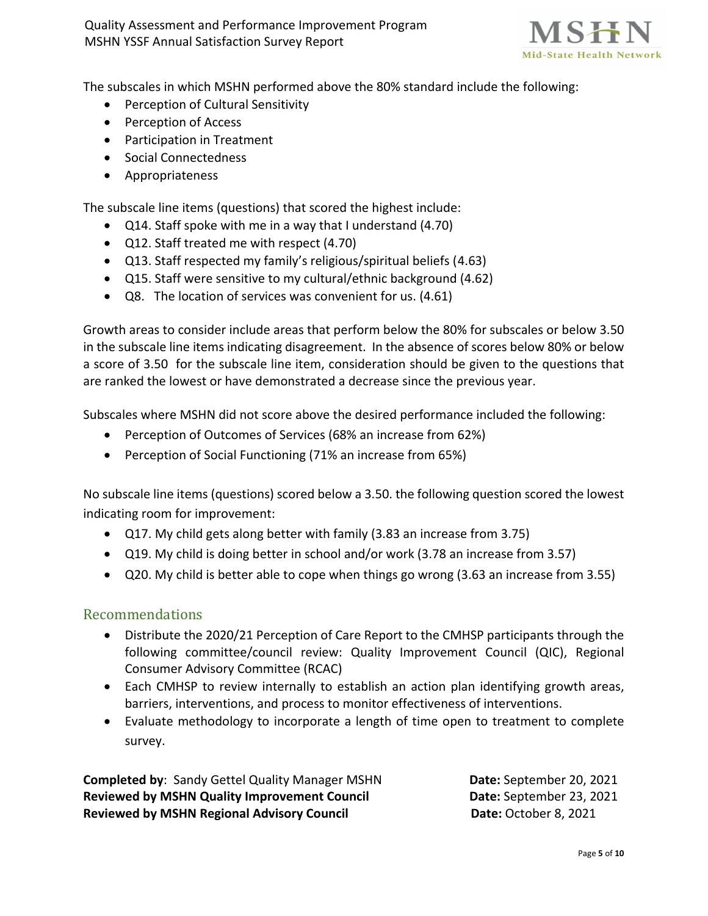The subscales in which MSHN performed above the 80% standard include the following:

- Perception of Cultural Sensitivity
- Perception of Access
- Participation in Treatment
- Social Connectedness
- Appropriateness

The subscale line items (questions) that scored the highest include:

- Q14. Staff spoke with me in a way that I understand (4.70)
- Q12. Staff treated me with respect (4.70)
- Q13. Staff respected my family's religious/spiritual beliefs (4.63)
- Q15. Staff were sensitive to my cultural/ethnic background (4.62)
- Q8. The location of services was convenient for us. (4.61)

Growth areas to consider include areas that perform below the 80% for subscales or below 3.50 in the subscale line items indicating disagreement. In the absence of scores below 80% or below a score of 3.50 for the subscale line item, consideration should be given to the questions that are ranked the lowest or have demonstrated a decrease since the previous year.

Subscales where MSHN did not score above the desired performance included the following:

- Perception of Outcomes of Services (68% an increase from 62%)
- Perception of Social Functioning (71% an increase from 65%)

No subscale line items (questions) scored below a 3.50. the following question scored the lowest indicating room for improvement:

- Q17. My child gets along better with family (3.83 an increase from 3.75)
- Q19. My child is doing better in school and/or work (3.78 an increase from 3.57)
- Q20. My child is better able to cope when things go wrong (3.63 an increase from 3.55)

## Recommendations

- Distribute the 2020/21 Perception of Care Report to the CMHSP participants through the following committee/council review: Quality Improvement Council (QIC), Regional Consumer Advisory Committee (RCAC)
- Each CMHSP to review internally to establish an action plan identifying growth areas, barriers, interventions, and process to monitor effectiveness of interventions.
- Evaluate methodology to incorporate a length of time open to treatment to complete survey.

**Completed by**: Sandy Gettel Quality Manager MSHN **Date:** September 20, 2021
**Reviewed by MSHN Quality Improvement Council** **Date:** September 23, 2021
**Reviewed by MSHN Regional Advisory Council** **Date:** October 8, 2021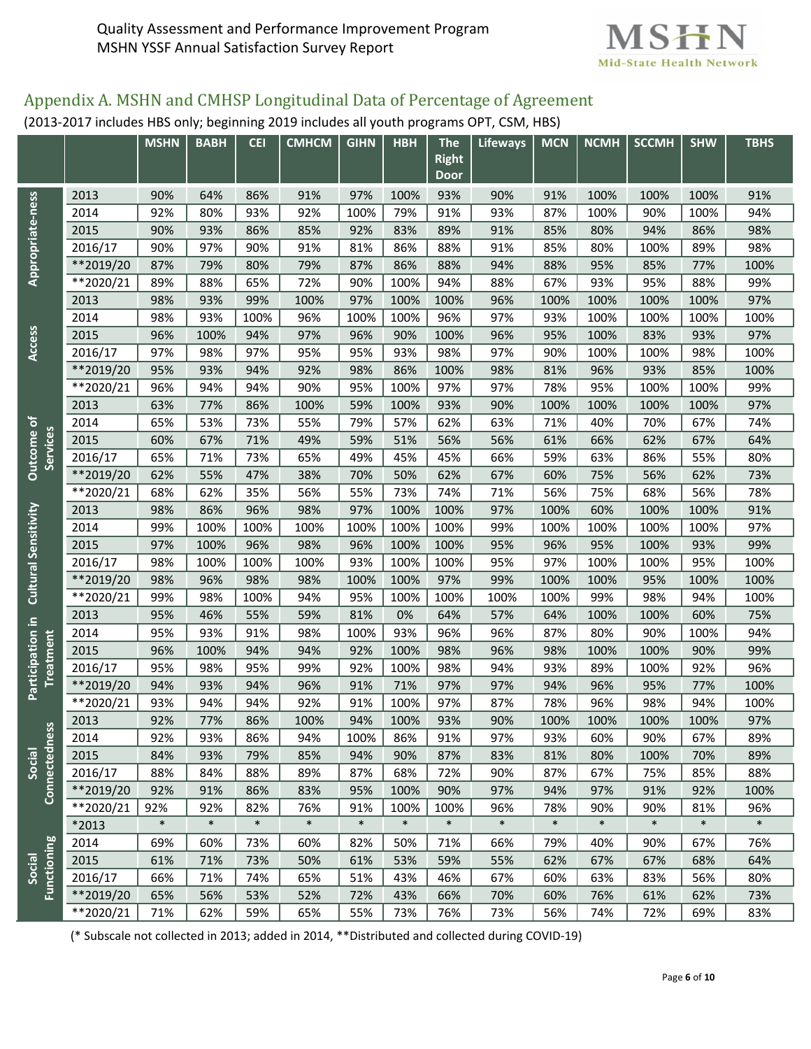## Appendix A. MSHN and CMHSP Longitudinal Data of Percentage of Agreement

(2013-2017 includes HBS only; beginning 2019 includes all youth programs OPT, CSM, HBS)

| | | MSHN | BABH | CEI | CMHCM | GIHN | HBH | The Right Door | Lifeways | MCN | NCMH | SCCMH | SHW | TBHS |
|---|---|---|---|---|---|---|---|---|---|---|---|---|---|---|
| Appropriate-ness | 2013 | 90% | 64% | 86% | 91% | 97% | 100% | 93% | 90% | 91% | 100% | 100% | 100% | 91% |
| | 2014 | 92% | 80% | 93% | 92% | 100% | 79% | 91% | 93% | 87% | 100% | 90% | 100% | 94% |
| | 2015 | 90% | 93% | 86% | 85% | 92% | 83% | 89% | 91% | 85% | 80% | 94% | 86% | 98% |
| | 2016/17 | 90% | 97% | 90% | 91% | 81% | 86% | 88% | 91% | 85% | 80% | 100% | 89% | 98% |
| | **2019/20 | 87% | 79% | 80% | 79% | 87% | 86% | 88% | 94% | 88% | 95% | 85% | 77% | 100% |
| | **2020/21 | 89% | 88% | 65% | 72% | 90% | 100% | 94% | 88% | 67% | 93% | 95% | 88% | 99% |
| Access | 2013 | 98% | 93% | 99% | 100% | 97% | 100% | 100% | 96% | 100% | 100% | 100% | 100% | 97% |
| | 2014 | 98% | 93% | 100% | 96% | 100% | 100% | 96% | 97% | 93% | 100% | 100% | 100% | 100% |
| | 2015 | 96% | 100% | 94% | 97% | 96% | 90% | 100% | 96% | 95% | 100% | 83% | 93% | 97% |
| | 2016/17 | 97% | 98% | 97% | 95% | 95% | 93% | 98% | 97% | 90% | 100% | 100% | 98% | 100% |
| | **2019/20 | 95% | 93% | 94% | 92% | 98% | 86% | 100% | 98% | 81% | 96% | 93% | 85% | 100% |
| | **2020/21 | 96% | 94% | 94% | 90% | 95% | 100% | 97% | 97% | 78% | 95% | 100% | 100% | 99% |
| Outcome of Services | 2013 | 63% | 77% | 86% | 100% | 59% | 100% | 93% | 90% | 100% | 100% | 100% | 100% | 97% |
| | 2014 | 65% | 53% | 73% | 55% | 79% | 57% | 62% | 63% | 71% | 40% | 70% | 67% | 74% |
| | 2015 | 60% | 67% | 71% | 49% | 59% | 51% | 56% | 56% | 61% | 66% | 62% | 67% | 64% |
| | 2016/17 | 65% | 71% | 73% | 65% | 49% | 45% | 45% | 66% | 59% | 63% | 86% | 55% | 80% |
| | **2019/20 | 62% | 55% | 47% | 38% | 70% | 50% | 62% | 67% | 60% | 75% | 56% | 62% | 73% |
| | **2020/21 | 68% | 62% | 35% | 56% | 55% | 73% | 74% | 71% | 56% | 75% | 68% | 56% | 78% |
| Cultural Sensitivity | 2013 | 98% | 86% | 96% | 98% | 97% | 100% | 100% | 97% | 100% | 60% | 100% | 100% | 91% |
| | 2014 | 99% | 100% | 100% | 100% | 100% | 100% | 100% | 99% | 100% | 100% | 100% | 100% | 97% |
| | 2015 | 97% | 100% | 96% | 98% | 96% | 100% | 100% | 95% | 96% | 95% | 100% | 93% | 99% |
| | 2016/17 | 98% | 100% | 100% | 100% | 93% | 100% | 100% | 95% | 97% | 100% | 100% | 95% | 100% |
| | **2019/20 | 98% | 96% | 98% | 98% | 100% | 100% | 97% | 99% | 100% | 100% | 95% | 100% | 100% |
| | **2020/21 | 99% | 98% | 100% | 94% | 95% | 100% | 100% | 100% | 100% | 99% | 98% | 94% | 100% |
| Participation in Treatment | 2013 | 95% | 46% | 55% | 59% | 81% | 0% | 64% | 57% | 64% | 100% | 100% | 60% | 75% |
| | 2014 | 95% | 93% | 91% | 98% | 100% | 93% | 96% | 96% | 87% | 80% | 90% | 100% | 94% |
| | 2015 | 96% | 100% | 94% | 94% | 92% | 100% | 98% | 96% | 98% | 100% | 100% | 90% | 99% |
| | 2016/17 | 95% | 98% | 95% | 99% | 92% | 100% | 98% | 94% | 93% | 89% | 100% | 92% | 96% |
| | **2019/20 | 94% | 93% | 94% | 96% | 91% | 71% | 97% | 97% | 94% | 96% | 95% | 77% | 100% |
| | **2020/21 | 93% | 94% | 94% | 92% | 91% | 100% | 97% | 87% | 78% | 96% | 98% | 94% | 100% |
| Social Connectedness | 2013 | 92% | 77% | 86% | 100% | 94% | 100% | 93% | 90% | 100% | 100% | 100% | 100% | 97% |
| | 2014 | 92% | 93% | 86% | 94% | 100% | 86% | 91% | 97% | 93% | 60% | 90% | 67% | 89% |
| | 2015 | 84% | 93% | 79% | 85% | 94% | 90% | 87% | 83% | 81% | 80% | 100% | 70% | 89% |
| | 2016/17 | 88% | 84% | 88% | 89% | 87% | 68% | 72% | 90% | 87% | 67% | 75% | 85% | 88% |
| | **2019/20 | 92% | 91% | 86% | 83% | 95% | 100% | 90% | 97% | 94% | 97% | 91% | 92% | 100% |
| | **2020/21 | 92% | 92% | 82% | 76% | 91% | 100% | 100% | 96% | 78% | 90% | 90% | 81% | 96% |
| Social Functioning | *2013 | * | * | * | * | * | * | * | * | * | * | * | * | * |
| | 2014 | 69% | 60% | 73% | 60% | 82% | 50% | 71% | 66% | 79% | 40% | 90% | 67% | 76% |
| | 2015 | 61% | 71% | 73% | 50% | 61% | 53% | 59% | 55% | 62% | 67% | 67% | 68% | 64% |
| | 2016/17 | 66% | 71% | 74% | 65% | 51% | 43% | 46% | 67% | 60% | 63% | 83% | 56% | 80% |
| | **2019/20 | 65% | 56% | 53% | 52% | 72% | 43% | 66% | 70% | 60% | 76% | 61% | 62% | 73% |
| | **2020/21 | 71% | 62% | 59% | 65% | 55% | 73% | 76% | 73% | 56% | 74% | 72% | 69% | 83% |

(* Subscale not collected in 2013; added in 2014, **Distributed and collected during COVID-19)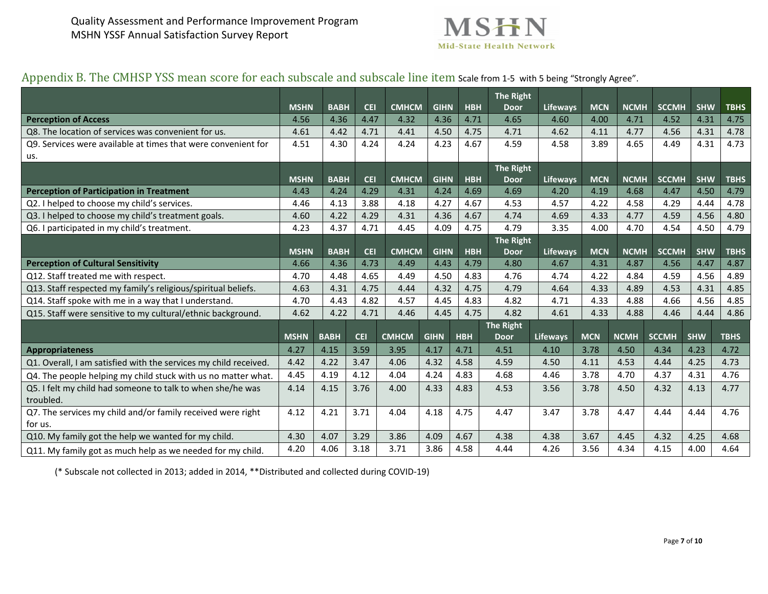## Appendix B. The CMHSP YSS mean score for each subscale and subscale line item Scale from 1-5 with 5 being "Strongly Agree".

| | MSHN | BABH | CEI | CMHCM | GIHN | HBH | The Right Door | Lifeways | MCN | NCMH | SCCMH | SHW | TBHS |
|---|---|---|---|---|---|---|---|---|---|---|---|---|---|
| **Perception of Access** | 4.56 | 4.36 | 4.47 | 4.32 | 4.36 | 4.71 | 4.65 | 4.60 | 4.00 | 4.71 | 4.52 | 4.31 | 4.75 |
| Q8. The location of services was convenient for us. | 4.61 | 4.42 | 4.71 | 4.41 | 4.50 | 4.75 | 4.71 | 4.62 | 4.11 | 4.77 | 4.56 | 4.31 | 4.78 |
| Q9. Services were available at times that were convenient for us. | 4.51 | 4.30 | 4.24 | 4.24 | 4.23 | 4.67 | 4.59 | 4.58 | 3.89 | 4.65 | 4.49 | 4.31 | 4.73 |
| | **MSHN** | **BABH** | **CEI** | **CMHCM** | **GIHN** | **HBH** | **The Right Door** | **Lifeways** | **MCN** | **NCMH** | **SCCMH** | **SHW** | **TBHS** |
| **Perception of Participation in Treatment** | 4.43 | 4.24 | 4.29 | 4.31 | 4.24 | 4.69 | 4.69 | 4.20 | 4.19 | 4.68 | 4.47 | 4.50 | 4.79 |
| Q2. I helped to choose my child's services. | 4.46 | 4.13 | 3.88 | 4.18 | 4.27 | 4.67 | 4.53 | 4.57 | 4.22 | 4.58 | 4.29 | 4.44 | 4.78 |
| Q3. I helped to choose my child's treatment goals. | 4.60 | 4.22 | 4.29 | 4.31 | 4.36 | 4.67 | 4.74 | 4.69 | 4.33 | 4.77 | 4.59 | 4.56 | 4.80 |
| Q6. I participated in my child's treatment. | 4.23 | 4.37 | 4.71 | 4.45 | 4.09 | 4.75 | 4.79 | 3.35 | 4.00 | 4.70 | 4.54 | 4.50 | 4.79 |
| | **MSHN** | **BABH** | **CEI** | **CMHCM** | **GIHN** | **HBH** | **The Right Door** | **Lifeways** | **MCN** | **NCMH** | **SCCMH** | **SHW** | **TBHS** |
| **Perception of Cultural Sensitivity** | 4.66 | 4.36 | 4.73 | 4.49 | 4.43 | 4.79 | 4.80 | 4.67 | 4.31 | 4.87 | 4.56 | 4.47 | 4.87 |
| Q12. Staff treated me with respect. | 4.70 | 4.48 | 4.65 | 4.49 | 4.50 | 4.83 | 4.76 | 4.74 | 4.22 | 4.84 | 4.59 | 4.56 | 4.89 |
| Q13. Staff respected my family's religious/spiritual beliefs. | 4.63 | 4.31 | 4.75 | 4.44 | 4.32 | 4.75 | 4.79 | 4.64 | 4.33 | 4.89 | 4.53 | 4.31 | 4.85 |
| Q14. Staff spoke with me in a way that I understand. | 4.70 | 4.43 | 4.82 | 4.57 | 4.45 | 4.83 | 4.82 | 4.71 | 4.33 | 4.88 | 4.66 | 4.56 | 4.85 |
| Q15. Staff were sensitive to my cultural/ethnic background. | 4.62 | 4.22 | 4.71 | 4.46 | 4.45 | 4.75 | 4.82 | 4.61 | 4.33 | 4.88 | 4.46 | 4.44 | 4.86 |
| | **MSHN** | **BABH** | **CEI** | **CMHCM** | **GIHN** | **HBH** | **The Right Door** | **Lifeways** | **MCN** | **NCMH** | **SCCMH** | **SHW** | **TBHS** |
| **Appropriateness** | 4.27 | 4.15 | 3.59 | 3.95 | 4.17 | 4.71 | 4.51 | 4.10 | 3.78 | 4.50 | 4.34 | 4.23 | 4.72 |
| Q1. Overall, I am satisfied with the services my child received. | 4.42 | 4.22 | 3.47 | 4.06 | 4.32 | 4.58 | 4.59 | 4.50 | 4.11 | 4.53 | 4.44 | 4.25 | 4.73 |
| Q4. The people helping my child stuck with us no matter what. | 4.45 | 4.19 | 4.12 | 4.04 | 4.24 | 4.83 | 4.68 | 4.46 | 3.78 | 4.70 | 4.37 | 4.31 | 4.76 |
| Q5. I felt my child had someone to talk to when she/he was troubled. | 4.14 | 4.15 | 3.76 | 4.00 | 4.33 | 4.83 | 4.53 | 3.56 | 3.78 | 4.50 | 4.32 | 4.13 | 4.77 |
| Q7. The services my child and/or family received were right for us. | 4.12 | 4.21 | 3.71 | 4.04 | 4.18 | 4.75 | 4.47 | 3.47 | 3.78 | 4.47 | 4.44 | 4.44 | 4.76 |
| Q10. My family got the help we wanted for my child. | 4.30 | 4.07 | 3.29 | 3.86 | 4.09 | 4.67 | 4.38 | 4.38 | 3.67 | 4.45 | 4.32 | 4.25 | 4.68 |
| Q11. My family got as much help as we needed for my child. | 4.20 | 4.06 | 3.18 | 3.71 | 3.86 | 4.58 | 4.44 | 4.26 | 3.56 | 4.34 | 4.15 | 4.00 | 4.64 |

(* Subscale not collected in 2013; added in 2014, **Distributed and collected during COVID-19)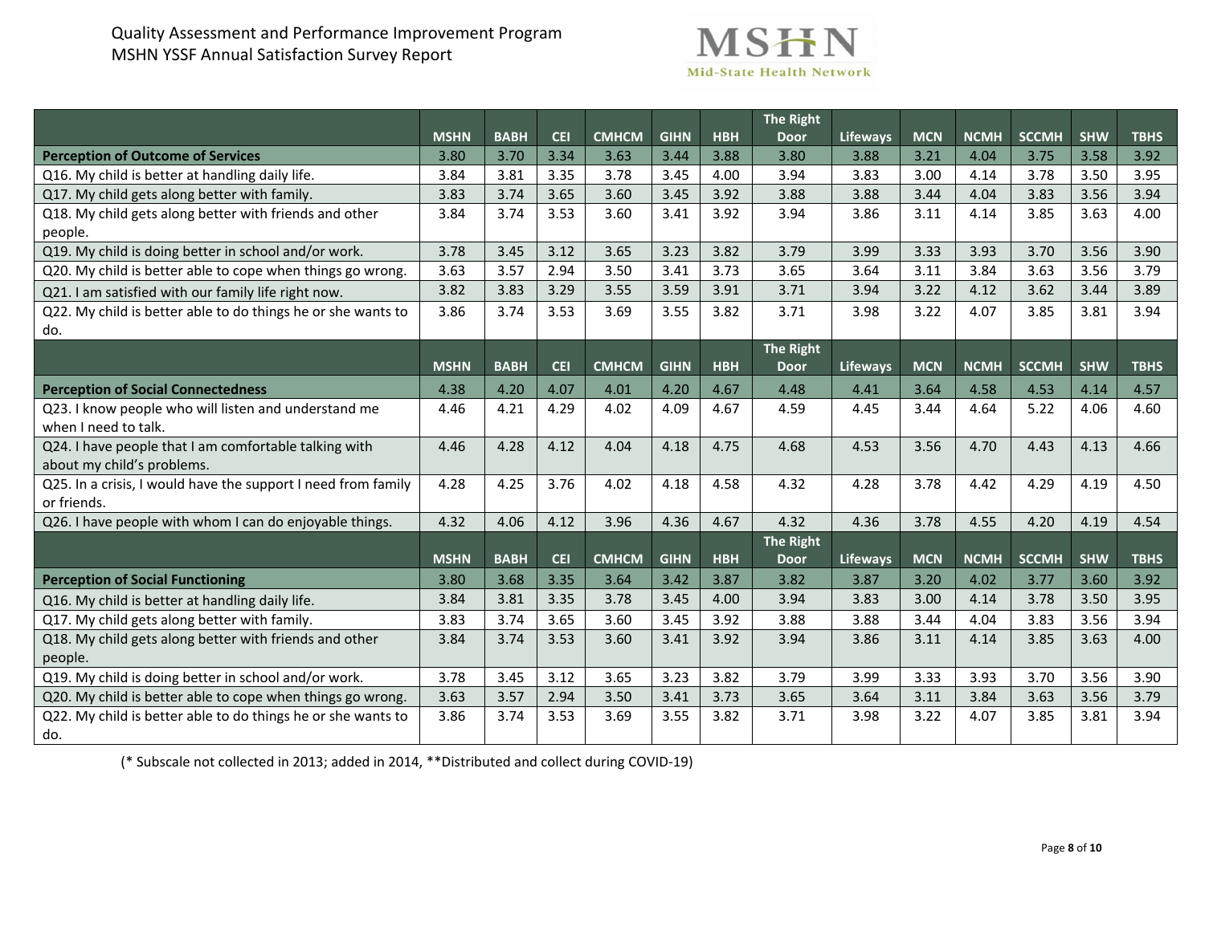Quality Assessment and Performance Improvement Program
MSHN YSSF Annual Satisfaction Survey Report

| | MSHN | BABH | CEI | CMHCM | GIHN | HBH | The Right Door | Lifeways | MCN | NCMH | SCCMH | SHW | TBHS |
|---|---|---|---|---|---|---|---|---|---|---|---|---|---|
| **Perception of Outcome of Services** | 3.80 | 3.70 | 3.34 | 3.63 | 3.44 | 3.88 | 3.80 | 3.88 | 3.21 | 4.04 | 3.75 | 3.58 | 3.92 |
| Q16. My child is better at handling daily life. | 3.84 | 3.81 | 3.35 | 3.78 | 3.45 | 4.00 | 3.94 | 3.83 | 3.00 | 4.14 | 3.78 | 3.50 | 3.95 |
| Q17. My child gets along better with family. | 3.83 | 3.74 | 3.65 | 3.60 | 3.45 | 3.92 | 3.88 | 3.88 | 3.44 | 4.04 | 3.83 | 3.56 | 3.94 |
| Q18. My child gets along better with friends and other people. | 3.84 | 3.74 | 3.53 | 3.60 | 3.41 | 3.92 | 3.94 | 3.86 | 3.11 | 4.14 | 3.85 | 3.63 | 4.00 |
| Q19. My child is doing better in school and/or work. | 3.78 | 3.45 | 3.12 | 3.65 | 3.23 | 3.82 | 3.79 | 3.99 | 3.33 | 3.93 | 3.70 | 3.56 | 3.90 |
| Q20. My child is better able to cope when things go wrong. | 3.63 | 3.57 | 2.94 | 3.50 | 3.41 | 3.73 | 3.65 | 3.64 | 3.11 | 3.84 | 3.63 | 3.56 | 3.79 |
| Q21. I am satisfied with our family life right now. | 3.82 | 3.83 | 3.29 | 3.55 | 3.59 | 3.91 | 3.71 | 3.94 | 3.22 | 4.12 | 3.62 | 3.44 | 3.89 |
| Q22. My child is better able to do things he or she wants to do. | 3.86 | 3.74 | 3.53 | 3.69 | 3.55 | 3.82 | 3.71 | 3.98 | 3.22 | 4.07 | 3.85 | 3.81 | 3.94 |
| | MSHN | BABH | CEI | CMHCM | GIHN | HBH | The Right Door | Lifeways | MCN | NCMH | SCCMH | SHW | TBHS |
| **Perception of Social Connectedness** | 4.38 | 4.20 | 4.07 | 4.01 | 4.20 | 4.67 | 4.48 | 4.41 | 3.64 | 4.58 | 4.53 | 4.14 | 4.57 |
| Q23. I know people who will listen and understand me when I need to talk. | 4.46 | 4.21 | 4.29 | 4.02 | 4.09 | 4.67 | 4.59 | 4.45 | 3.44 | 4.64 | 5.22 | 4.06 | 4.60 |
| Q24. I have people that I am comfortable talking with about my child's problems. | 4.46 | 4.28 | 4.12 | 4.04 | 4.18 | 4.75 | 4.68 | 4.53 | 3.56 | 4.70 | 4.43 | 4.13 | 4.66 |
| Q25. In a crisis, I would have the support I need from family or friends. | 4.28 | 4.25 | 3.76 | 4.02 | 4.18 | 4.58 | 4.32 | 4.28 | 3.78 | 4.42 | 4.29 | 4.19 | 4.50 |
| Q26. I have people with whom I can do enjoyable things. | 4.32 | 4.06 | 4.12 | 3.96 | 4.36 | 4.67 | 4.32 | 4.36 | 3.78 | 4.55 | 4.20 | 4.19 | 4.54 |
| | MSHN | BABH | CEI | CMHCM | GIHN | HBH | The Right Door | Lifeways | MCN | NCMH | SCCMH | SHW | TBHS |
| **Perception of Social Functioning** | 3.80 | 3.68 | 3.35 | 3.64 | 3.42 | 3.87 | 3.82 | 3.87 | 3.20 | 4.02 | 3.77 | 3.60 | 3.92 |
| Q16. My child is better at handling daily life. | 3.84 | 3.81 | 3.35 | 3.78 | 3.45 | 4.00 | 3.94 | 3.83 | 3.00 | 4.14 | 3.78 | 3.50 | 3.95 |
| Q17. My child gets along better with family. | 3.83 | 3.74 | 3.65 | 3.60 | 3.45 | 3.92 | 3.88 | 3.88 | 3.44 | 4.04 | 3.83 | 3.56 | 3.94 |
| Q18. My child gets along better with friends and other people. | 3.84 | 3.74 | 3.53 | 3.60 | 3.41 | 3.92 | 3.94 | 3.86 | 3.11 | 4.14 | 3.85 | 3.63 | 4.00 |
| Q19. My child is doing better in school and/or work. | 3.78 | 3.45 | 3.12 | 3.65 | 3.23 | 3.82 | 3.79 | 3.99 | 3.33 | 3.93 | 3.70 | 3.56 | 3.90 |
| Q20. My child is better able to cope when things go wrong. | 3.63 | 3.57 | 2.94 | 3.50 | 3.41 | 3.73 | 3.65 | 3.64 | 3.11 | 3.84 | 3.63 | 3.56 | 3.79 |
| Q22. My child is better able to do things he or she wants to do. | 3.86 | 3.74 | 3.53 | 3.69 | 3.55 | 3.82 | 3.71 | 3.98 | 3.22 | 4.07 | 3.85 | 3.81 | 3.94 |

(* Subscale not collected in 2013; added in 2014, **Distributed and collect during COVID-19)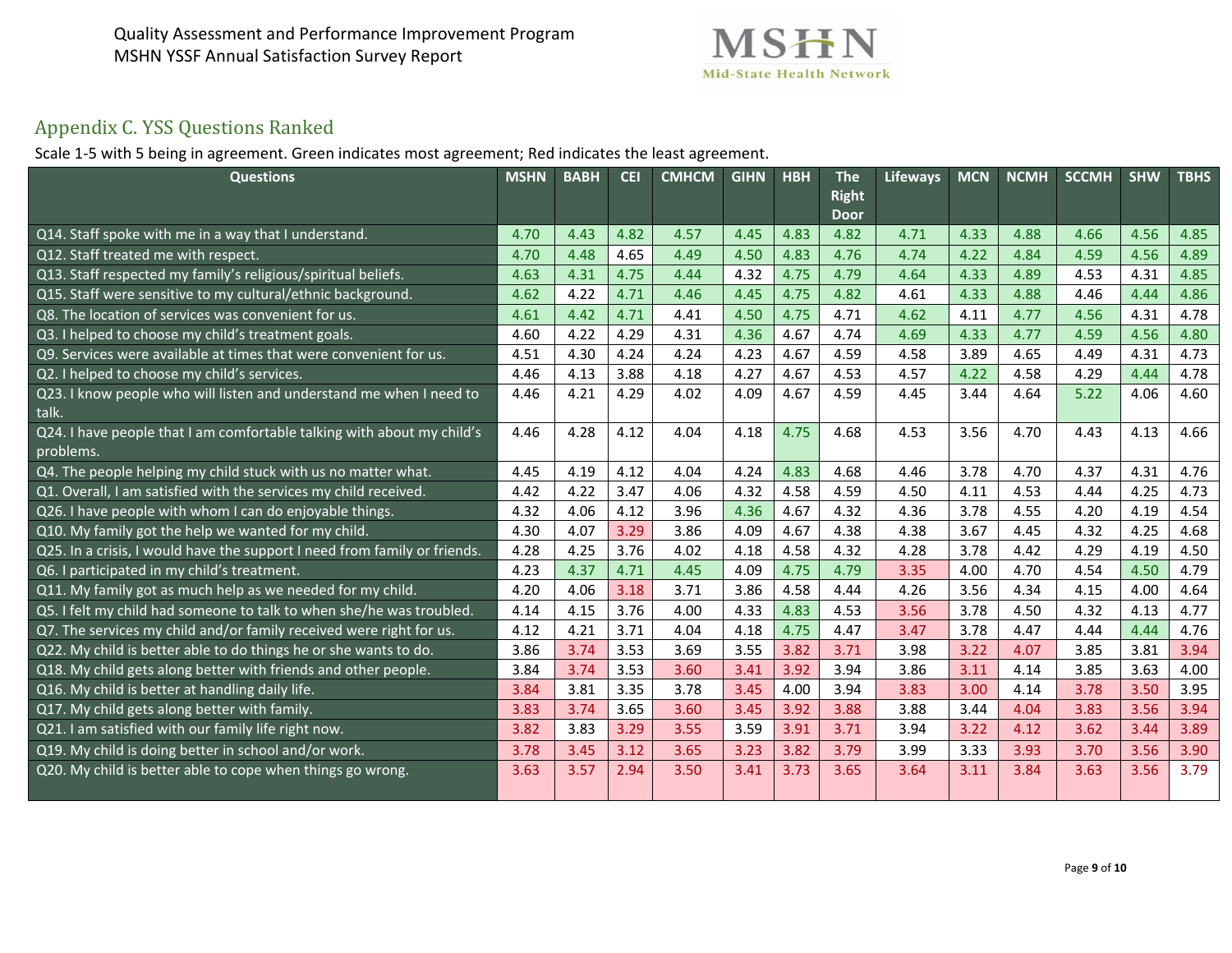## Appendix C. YSS Questions Ranked

Scale 1-5 with 5 being in agreement. Green indicates most agreement; Red indicates the least agreement.

| Questions | MSHN | BABH | CEI | CMHCM | GIHN | HBH | The Right Door | Lifeways | MCN | NCMH | SCCMH | SHW | TBHS |
|---|---|---|---|---|---|---|---|---|---|---|---|---|---|
| Q14. Staff spoke with me in a way that I understand. | 4.70 | 4.43 | 4.82 | 4.57 | 4.45 | 4.83 | 4.82 | 4.71 | 4.33 | 4.88 | 4.66 | 4.56 | 4.85 |
| Q12. Staff treated me with respect. | 4.70 | 4.48 | 4.65 | 4.49 | 4.50 | 4.83 | 4.76 | 4.74 | 4.22 | 4.84 | 4.59 | 4.56 | 4.89 |
| Q13. Staff respected my family's religious/spiritual beliefs. | 4.63 | 4.31 | 4.75 | 4.44 | 4.32 | 4.75 | 4.79 | 4.64 | 4.33 | 4.89 | 4.53 | 4.31 | 4.85 |
| Q15. Staff were sensitive to my cultural/ethnic background. | 4.62 | 4.22 | 4.71 | 4.46 | 4.45 | 4.75 | 4.82 | 4.61 | 4.33 | 4.88 | 4.46 | 4.44 | 4.86 |
| Q8. The location of services was convenient for us. | 4.61 | 4.42 | 4.71 | 4.41 | 4.50 | 4.75 | 4.71 | 4.62 | 4.11 | 4.77 | 4.56 | 4.31 | 4.78 |
| Q3. I helped to choose my child's treatment goals. | 4.60 | 4.22 | 4.29 | 4.31 | 4.36 | 4.67 | 4.74 | 4.69 | 4.33 | 4.77 | 4.59 | 4.56 | 4.80 |
| Q9. Services were available at times that were convenient for us. | 4.51 | 4.30 | 4.24 | 4.24 | 4.23 | 4.67 | 4.59 | 4.58 | 3.89 | 4.65 | 4.49 | 4.31 | 4.73 |
| Q2. I helped to choose my child's services. | 4.46 | 4.13 | 3.88 | 4.18 | 4.27 | 4.67 | 4.53 | 4.57 | 4.22 | 4.58 | 4.29 | 4.44 | 4.78 |
| Q23. I know people who will listen and understand me when I need to talk. | 4.46 | 4.21 | 4.29 | 4.02 | 4.09 | 4.67 | 4.59 | 4.45 | 3.44 | 4.64 | 5.22 | 4.06 | 4.60 |
| Q24. I have people that I am comfortable talking with about my child's problems. | 4.46 | 4.28 | 4.12 | 4.04 | 4.18 | 4.75 | 4.68 | 4.53 | 3.56 | 4.70 | 4.43 | 4.13 | 4.66 |
| Q4. The people helping my child stuck with us no matter what. | 4.45 | 4.19 | 4.12 | 4.04 | 4.24 | 4.83 | 4.68 | 4.46 | 3.78 | 4.70 | 4.37 | 4.31 | 4.76 |
| Q1. Overall, I am satisfied with the services my child received. | 4.42 | 4.22 | 3.47 | 4.06 | 4.32 | 4.58 | 4.59 | 4.50 | 4.11 | 4.53 | 4.44 | 4.25 | 4.73 |
| Q26. I have people with whom I can do enjoyable things. | 4.32 | 4.06 | 4.12 | 3.96 | 4.36 | 4.67 | 4.32 | 4.36 | 3.78 | 4.55 | 4.20 | 4.19 | 4.54 |
| Q10. My family got the help we wanted for my child. | 4.30 | 4.07 | 3.29 | 3.86 | 4.09 | 4.67 | 4.38 | 4.38 | 3.67 | 4.45 | 4.32 | 4.25 | 4.68 |
| Q25. In a crisis, I would have the support I need from family or friends. | 4.28 | 4.25 | 3.76 | 4.02 | 4.18 | 4.58 | 4.32 | 4.28 | 3.78 | 4.42 | 4.29 | 4.19 | 4.50 |
| Q6. I participated in my child's treatment. | 4.23 | 4.37 | 4.71 | 4.45 | 4.09 | 4.75 | 4.79 | 3.35 | 4.00 | 4.70 | 4.54 | 4.50 | 4.79 |
| Q11. My family got as much help as we needed for my child. | 4.20 | 4.06 | 3.18 | 3.71 | 3.86 | 4.58 | 4.44 | 4.26 | 3.56 | 4.34 | 4.15 | 4.00 | 4.64 |
| Q5. I felt my child had someone to talk to when she/he was troubled. | 4.14 | 4.15 | 3.76 | 4.00 | 4.33 | 4.83 | 4.53 | 3.56 | 3.78 | 4.50 | 4.32 | 4.13 | 4.77 |
| Q7. The services my child and/or family received were right for us. | 4.12 | 4.21 | 3.71 | 4.04 | 4.18 | 4.75 | 4.47 | 3.47 | 3.78 | 4.47 | 4.44 | 4.44 | 4.76 |
| Q22. My child is better able to do things he or she wants to do. | 3.86 | 3.74 | 3.53 | 3.69 | 3.55 | 3.82 | 3.71 | 3.98 | 3.22 | 4.07 | 3.85 | 3.81 | 3.94 |
| Q18. My child gets along better with friends and other people. | 3.84 | 3.74 | 3.53 | 3.60 | 3.41 | 3.92 | 3.94 | 3.86 | 3.11 | 4.14 | 3.85 | 3.63 | 4.00 |
| Q16. My child is better at handling daily life. | 3.84 | 3.81 | 3.35 | 3.78 | 3.45 | 4.00 | 3.94 | 3.83 | 3.00 | 4.14 | 3.78 | 3.50 | 3.95 |
| Q17. My child gets along better with family. | 3.83 | 3.74 | 3.65 | 3.60 | 3.45 | 3.92 | 3.88 | 3.88 | 3.44 | 4.04 | 3.83 | 3.56 | 3.94 |
| Q21. I am satisfied with our family life right now. | 3.82 | 3.83 | 3.29 | 3.55 | 3.59 | 3.91 | 3.71 | 3.94 | 3.22 | 4.12 | 3.62 | 3.44 | 3.89 |
| Q19. My child is doing better in school and/or work. | 3.78 | 3.45 | 3.12 | 3.65 | 3.23 | 3.82 | 3.79 | 3.99 | 3.33 | 3.93 | 3.70 | 3.56 | 3.90 |
| Q20. My child is better able to cope when things go wrong. | 3.63 | 3.57 | 2.94 | 3.50 | 3.41 | 3.73 | 3.65 | 3.64 | 3.11 | 3.84 | 3.63 | 3.56 | 3.79 |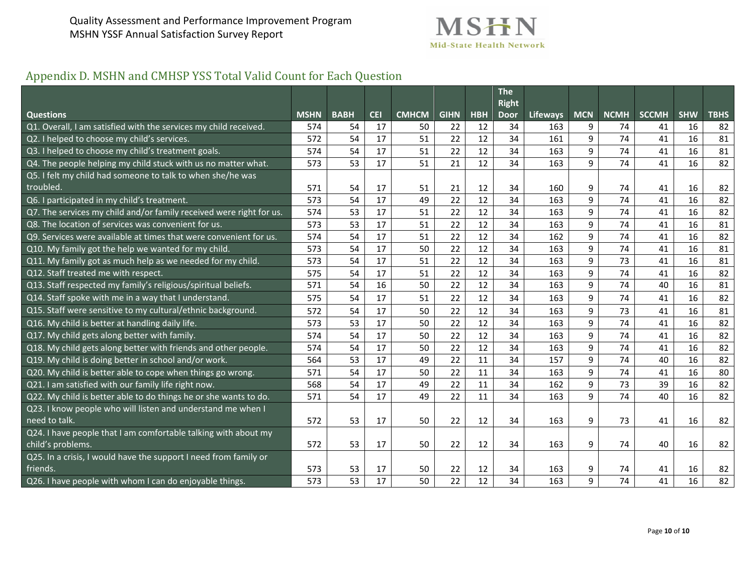## Appendix D. MSHN and CMHSP YSS Total Valid Count for Each Question

| Questions | MSHN | BABH | CEI | CMHCM | GIHN | HBH | The Right Door | Lifeways | MCN | NCMH | SCCMH | SHW | TBHS |
|---|---|---|---|---|---|---|---|---|---|---|---|---|---|
| Q1. Overall, I am satisfied with the services my child received. | 574 | 54 | 17 | 50 | 22 | 12 | 34 | 163 | 9 | 74 | 41 | 16 | 82 |
| Q2. I helped to choose my child's services. | 572 | 54 | 17 | 51 | 22 | 12 | 34 | 161 | 9 | 74 | 41 | 16 | 81 |
| Q3. I helped to choose my child's treatment goals. | 574 | 54 | 17 | 51 | 22 | 12 | 34 | 163 | 9 | 74 | 41 | 16 | 81 |
| Q4. The people helping my child stuck with us no matter what. | 573 | 53 | 17 | 51 | 21 | 12 | 34 | 163 | 9 | 74 | 41 | 16 | 82 |
| Q5. I felt my child had someone to talk to when she/he was troubled. | 571 | 54 | 17 | 51 | 21 | 12 | 34 | 160 | 9 | 74 | 41 | 16 | 82 |
| Q6. I participated in my child's treatment. | 573 | 54 | 17 | 49 | 22 | 12 | 34 | 163 | 9 | 74 | 41 | 16 | 82 |
| Q7. The services my child and/or family received were right for us. | 574 | 53 | 17 | 51 | 22 | 12 | 34 | 163 | 9 | 74 | 41 | 16 | 82 |
| Q8. The location of services was convenient for us. | 573 | 53 | 17 | 51 | 22 | 12 | 34 | 163 | 9 | 74 | 41 | 16 | 81 |
| Q9. Services were available at times that were convenient for us. | 574 | 54 | 17 | 51 | 22 | 12 | 34 | 162 | 9 | 74 | 41 | 16 | 82 |
| Q10. My family got the help we wanted for my child. | 573 | 54 | 17 | 50 | 22 | 12 | 34 | 163 | 9 | 74 | 41 | 16 | 81 |
| Q11. My family got as much help as we needed for my child. | 573 | 54 | 17 | 51 | 22 | 12 | 34 | 163 | 9 | 73 | 41 | 16 | 81 |
| Q12. Staff treated me with respect. | 575 | 54 | 17 | 51 | 22 | 12 | 34 | 163 | 9 | 74 | 41 | 16 | 82 |
| Q13. Staff respected my family's religious/spiritual beliefs. | 571 | 54 | 16 | 50 | 22 | 12 | 34 | 163 | 9 | 74 | 40 | 16 | 81 |
| Q14. Staff spoke with me in a way that I understand. | 575 | 54 | 17 | 51 | 22 | 12 | 34 | 163 | 9 | 74 | 41 | 16 | 82 |
| Q15. Staff were sensitive to my cultural/ethnic background. | 572 | 54 | 17 | 50 | 22 | 12 | 34 | 163 | 9 | 73 | 41 | 16 | 81 |
| Q16. My child is better at handling daily life. | 573 | 53 | 17 | 50 | 22 | 12 | 34 | 163 | 9 | 74 | 41 | 16 | 82 |
| Q17. My child gets along better with family. | 574 | 54 | 17 | 50 | 22 | 12 | 34 | 163 | 9 | 74 | 41 | 16 | 82 |
| Q18. My child gets along better with friends and other people. | 574 | 54 | 17 | 50 | 22 | 12 | 34 | 163 | 9 | 74 | 41 | 16 | 82 |
| Q19. My child is doing better in school and/or work. | 564 | 53 | 17 | 49 | 22 | 11 | 34 | 157 | 9 | 74 | 40 | 16 | 82 |
| Q20. My child is better able to cope when things go wrong. | 571 | 54 | 17 | 50 | 22 | 11 | 34 | 163 | 9 | 74 | 41 | 16 | 80 |
| Q21. I am satisfied with our family life right now. | 568 | 54 | 17 | 49 | 22 | 11 | 34 | 162 | 9 | 73 | 39 | 16 | 82 |
| Q22. My child is better able to do things he or she wants to do. | 571 | 54 | 17 | 49 | 22 | 11 | 34 | 163 | 9 | 74 | 40 | 16 | 82 |
| Q23. I know people who will listen and understand me when I need to talk. | 572 | 53 | 17 | 50 | 22 | 12 | 34 | 163 | 9 | 73 | 41 | 16 | 82 |
| Q24. I have people that I am comfortable talking with about my child's problems. | 572 | 53 | 17 | 50 | 22 | 12 | 34 | 163 | 9 | 74 | 40 | 16 | 82 |
| Q25. In a crisis, I would have the support I need from family or friends. | 573 | 53 | 17 | 50 | 22 | 12 | 34 | 163 | 9 | 74 | 41 | 16 | 82 |
| Q26. I have people with whom I can do enjoyable things. | 573 | 53 | 17 | 50 | 22 | 12 | 34 | 163 | 9 | 74 | 41 | 16 | 82 |